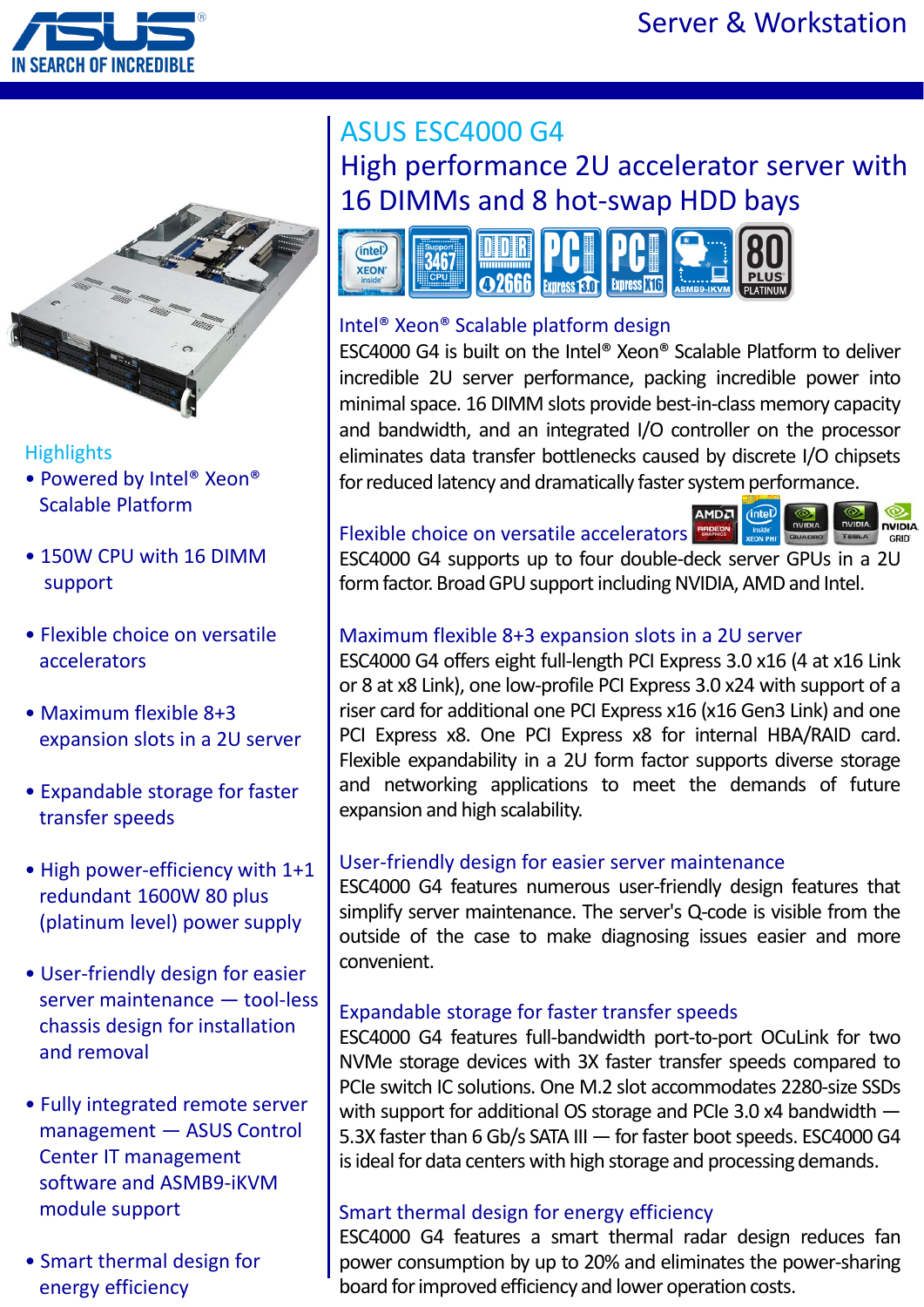# ASUS ESC4000 G4

## High performance 2U accelerator server with 16 DIMMs and 8 hot-swap HDD bays

### Highlights

- Powered by Intel® Xeon® Scalable Platform
- 150W CPU with 16 DIMM support
- Flexible choice on versatile accelerators
- Maximum flexible 8+3 expansion slots in a 2U server
- Expandable storage for faster transfer speeds
- High power-efficiency with 1+1 redundant 1600W 80 plus (platinum level) power supply
- User-friendly design for easier server maintenance — tool-less chassis design for installation and removal
- Fully integrated remote server management — ASUS Control Center IT management software and ASMB9-iKVM module support
- Smart thermal design for energy efficiency

### Intel® Xeon® Scalable platform design

ESC4000 G4 is built on the Intel® Xeon® Scalable Platform to deliver incredible 2U server performance, packing incredible power into minimal space. 16 DIMM slots provide best-in-class memory capacity and bandwidth, and an integrated I/O controller on the processor eliminates data transfer bottlenecks caused by discrete I/O chipsets for reduced latency and dramatically faster system performance.

### Flexible choice on versatile accelerators

ESC4000 G4 supports up to four double-deck server GPUs in a 2U form factor. Broad GPU support including NVIDIA, AMD and Intel.

### Maximum flexible 8+3 expansion slots in a 2U server

ESC4000 G4 offers eight full-length PCI Express 3.0 x16 (4 at x16 Link or 8 at x8 Link), one low-profile PCI Express 3.0 x24 with support of a riser card for additional one PCI Express x16 (x16 Gen3 Link) and one PCI Express x8. One PCI Express x8 for internal HBA/RAID card. Flexible expandability in a 2U form factor supports diverse storage and networking applications to meet the demands of future expansion and high scalability.

### User-friendly design for easier server maintenance

ESC4000 G4 features numerous user-friendly design features that simplify server maintenance. The server's Q-code is visible from the outside of the case to make diagnosing issues easier and more convenient.

### Expandable storage for faster transfer speeds

ESC4000 G4 features full-bandwidth port-to-port OCuLink for two NVMe storage devices with 3X faster transfer speeds compared to PCIe switch IC solutions. One M.2 slot accommodates 2280-size SSDs with support for additional OS storage and PCIe 3.0 x4 bandwidth — 5.3X faster than 6 Gb/s SATA III — for faster boot speeds. ESC4000 G4 is ideal for data centers with high storage and processing demands.

### Smart thermal design for energy efficiency

ESC4000 G4 features a smart thermal radar design reduces fan power consumption by up to 20% and eliminates the power-sharing board for improved efficiency and lower operation costs.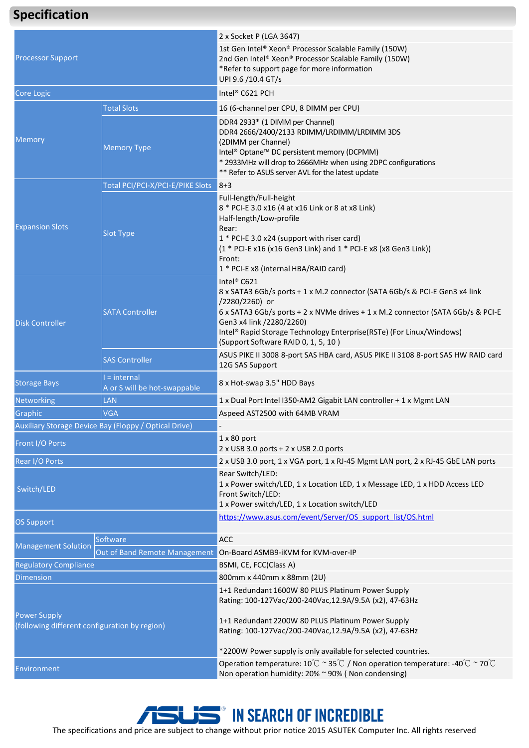## Specification

| | | |
|---|---|---|
| Processor Support | | 2 x Socket P (LGA 3647)<br>1st Gen Intel® Xeon® Processor Scalable Family (150W)<br>2nd Gen Intel® Xeon® Processor Scalable Family (150W)<br>*Refer to support page for more information<br>UPI 9.6 /10.4 GT/s |
| Core Logic | | Intel® C621 PCH |
| Memory | Total Slots | 16 (6-channel per CPU, 8 DIMM per CPU) |
| | Memory Type | DDR4 2933* (1 DIMM per Channel)<br>DDR4 2666/2400/2133 RDIMM/LRDIMM/LRDIMM 3DS<br>(2DIMM per Channel)<br>Intel® Optane™ DC persistent memory (DCPMM)<br>* 2933MHz will drop to 2666MHz when using 2DPC configurations<br>** Refer to ASUS server AVL for the latest update |
| Expansion Slots | Total PCI/PCI-X/PCI-E/PIKE Slots | 8+3 |
| | Slot Type | Full-length/Full-height<br>8 * PCI-E 3.0 x16 (4 at x16 Link or 8 at x8 Link)<br>Half-length/Low-profile<br>Rear:<br>1 * PCI-E 3.0 x24 (support with riser card)<br>(1 * PCI-E x16 (x16 Gen3 Link) and 1 * PCI-E x8 (x8 Gen3 Link))<br>Front:<br>1 * PCI-E x8 (internal HBA/RAID card) |
| Disk Controller | SATA Controller | Intel® C621<br>8 x SATA3 6Gb/s ports + 1 x M.2 connector (SATA 6Gb/s & PCI-E Gen3 x4 link /2280/2260) or<br>6 x SATA3 6Gb/s ports + 2 x NVMe drives + 1 x M.2 connector (SATA 6Gb/s & PCI-E Gen3 x4 link /2280/2260)<br>Intel® Rapid Storage Technology Enterprise(RSTe) (For Linux/Windows)<br>(Support Software RAID 0, 1, 5, 10 ) |
| | SAS Controller | ASUS PIKE II 3008 8-port SAS HBA card, ASUS PIKE II 3108 8-port SAS HW RAID card<br>12G SAS Support |
| Storage Bays | I = internal<br>A or S will be hot-swappable | 8 x Hot-swap 3.5" HDD Bays |
| Networking | LAN | 1 x Dual Port Intel I350-AM2 Gigabit LAN controller + 1 x Mgmt LAN |
| Graphic | VGA | Aspeed AST2500 with 64MB VRAM |
| Auxiliary Storage Device Bay (Floppy / Optical Drive) | | - |
| Front I/O Ports | | 1 x 80 port<br>2 x USB 3.0 ports + 2 x USB 2.0 ports |
| Rear I/O Ports | | 2 x USB 3.0 port, 1 x VGA port, 1 x RJ-45 Mgmt LAN port, 2 x RJ-45 GbE LAN ports |
| Switch/LED | | Rear Switch/LED:<br>1 x Power switch/LED, 1 x Location LED, 1 x Message LED, 1 x HDD Access LED<br>Front Switch/LED:<br>1 x Power switch/LED, 1 x Location switch/LED |
| OS Support | | https://www.asus.com/event/Server/OS_support_list/OS.html |
| Management Solution | Software | ACC |
| | Out of Band Remote Management | On-Board ASMB9-iKVM for KVM-over-IP |
| Regulatory Compliance | | BSMI, CE, FCC(Class A) |
| Dimension | | 800mm x 440mm x 88mm (2U) |
| Power Supply<br>(following different configuration by region) | | 1+1 Redundant 1600W 80 PLUS Platinum Power Supply<br>Rating: 100-127Vac/200-240Vac,12.9A/9.5A (x2), 47-63Hz<br><br>1+1 Redundant 2200W 80 PLUS Platinum Power Supply<br>Rating: 100-127Vac/200-240Vac,12.9A/9.5A (x2), 47-63Hz<br><br>*2200W Power supply is only available for selected countries. |
| Environment | | Operation temperature: 10℃ ~ 35℃ / Non operation temperature: -40℃ ~ 70℃<br>Non operation humidity: 20% ~ 90% ( Non condensing) |

ASUS IN SEARCH OF INCREDIBLE

The specifications and price are subject to change without prior notice 2015 ASUTEK Computer Inc. All rights reserved